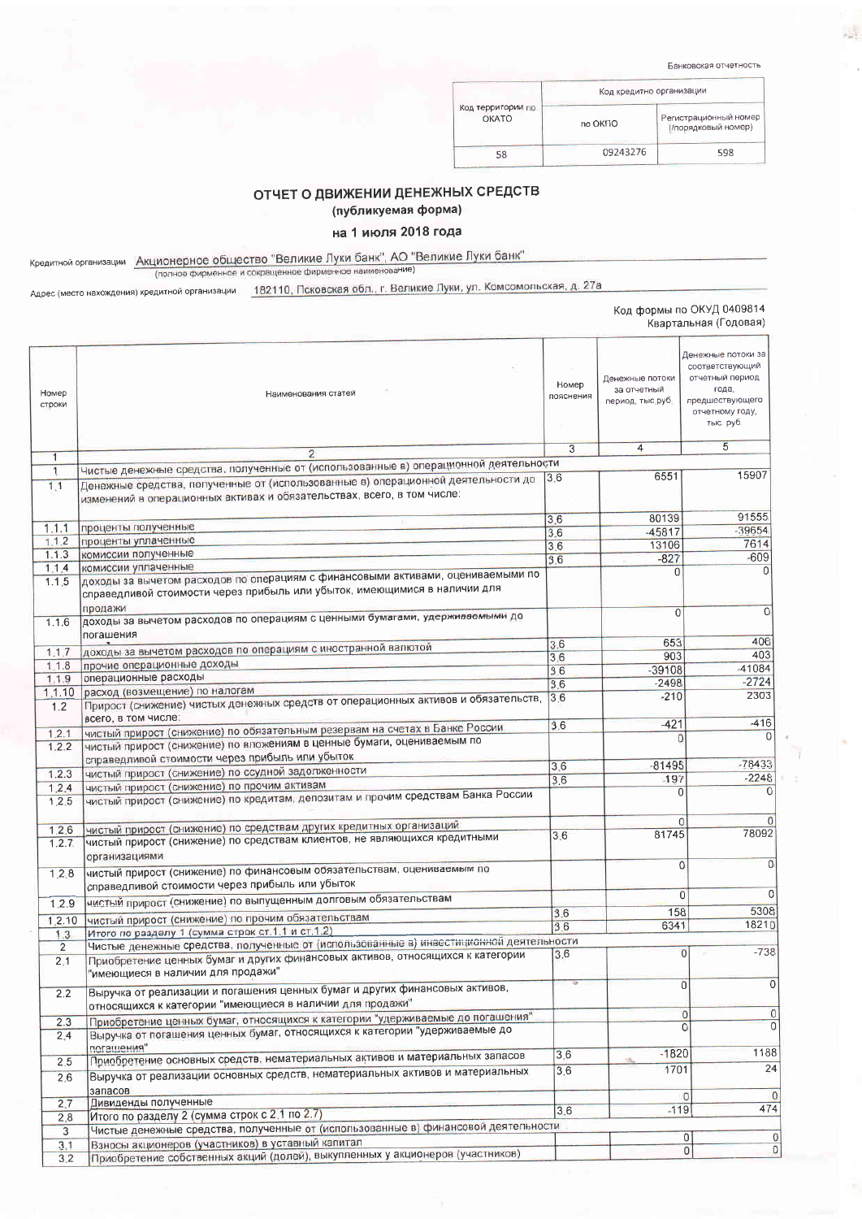Банковская отчетность

| Код территории по ОКАТО | Код кредитно организации | |
|---|---|---|
| | по ОКПО | Регистрационный номер (/порядковый номер) |
| 58 | 09243276 | 598 |

# ОТЧЕТ О ДВИЖЕНИИ ДЕНЕЖНЫХ СРЕДСТВ
## (публикуемая форма)
## на 1 июля 2018 года

Кредитной организации Акционерное общество "Великие Луки банк", АО "Великие Луки банк"
(полное фирменное и сокращенное фирменное наименование)

Адрес (место нахождения) кредитной организации 182110, Псковская обл., г. Великие Луки, ул. Комсомольская, д. 27а

Код формы по ОКУД 0409814
Квартальная (Годовая)

| Номер строки | Наименования статей | Номер пояснения | Денежные потоки за отчетный период, тыс.руб. | Денежные потоки за соответствующий отчетный период года, предшествующего отчетному году, тыс. руб. |
|---|---|---|---|---|
| 1 | 2 | 3 | 4 | 5 |
| 1 | Чистые денежные средства, полученные от (использованные в) операционной деятельности | | | |
| 1.1 | Денежные средства, полученные от (использованные в) операционной деятельности до изменений в операционных активах и обязательствах, всего, в том числе: | 3.6 | 6551 | 15907 |
| 1.1.1 | проценты полученные | 3.6 | 80139 | 91555 |
| 1.1.2 | проценты уплаченные | 3.6 | -45817 | -39654 |
| 1.1.3 | комиссии полученные | 3.6 | 13106 | 7614 |
| 1.1.4 | комиссии уплаченные | 3.6 | -827 | -609 |
| 1.1.5 | доходы за вычетом расходов по операциям с финансовыми активами, оцениваемыми по справедливой стоимости через прибыль или убыток, имеющимися в наличии для продажи | | 0 | 0 |
| 1.1.6 | доходы за вычетом расходов по операциям с ценными бумагами, удерживаемыми до погашения | | 0 | 0 |
| 1.1.7 | доходы за вычетом расходов по операциям с иностранной валютой | 3.6 | 653 | 406 |
| 1.1.8 | прочие операционные доходы | 3.6 | 903 | 403 |
| 1.1.9 | операционные расходы | 3.6 | -39108 | -41084 |
| 1.1.10 | расход (возмещение) по налогам | 3.6 | -2498 | -2724 |
| 1.2 | Прирост (снижение) чистых денежных средств от операционных активов и обязательств, всего, в том числе: | 3.6 | -210 | 2303 |
| 1.2.1 | чистый прирост (снижение) по обязательным резервам на счетах в Банке России | 3.6 | -421 | -416 |
| 1.2.2 | чистый прирост (снижение) по вложениям в ценные бумаги, оцениваемым по справедливой стоимости через прибыль или убыток | | 0 | 0 |
| 1.2.3 | чистый прирост (снижение) по ссудной задолженности | 3.6 | -81495 | -78433 |
| 1.2.4 | чистый прирост (снижение) по прочим активам | 3.6 | -197 | -2248 |
| 1.2.5 | чистый прирост (снижение) по кредитам, депозитам и прочим средствам Банка России | | 0 | 0 |
| 1.2.6 | чистый прирост (снижение) по средствам других кредитных организаций | | 0 | 0 |
| 1.2.7 | чистый прирост (снижение) по средствам клиентов, не являющихся кредитными организациями | 3.6 | 81745 | 78092 |
| 1.2.8 | чистый прирост (снижение) по финансовым обязательствам, оцениваемым по справедливой стоимости через прибыль или убыток | | 0 | 0 |
| 1.2.9 | чистый прирост (снижение) по выпущенным долговым обязательствам | | 0 | 0 |
| 1.2.10 | чистый прирост (снижение) по прочим обязательствам | 3.6 | 158 | 5308 |
| 1.3 | Итого по разделу 1 (сумма строк ст.1.1 и ст.1.2) | 3.6 | 6341 | 18210 |
| 2 | Чистые денежные средства, полученные от (использованные в) инвестиционной деятельности | | | |
| 2.1 | Приобретение ценных бумаг и других финансовых активов, относящихся к категории "имеющиеся в наличии для продажи" | 3.6 | 0 | -738 |
| 2.2 | Выручка от реализации и погашения ценных бумаг и других финансовых активов, относящихся к категории "имеющиеся в наличии для продажи" | | 0 | 0 |
| 2.3 | Приобретение ценных бумаг, относящихся к категории "удерживаемые до погашения" | | 0 | 0 |
| 2.4 | Выручка от погашения ценных бумаг, относящихся к категории "удерживаемые до погашения" | | 0 | 0 |
| 2.5 | Приобретение основных средств, нематериальных активов и материальных запасов | 3.6 | -1820 | 1188 |
| 2.6 | Выручка от реализации основных средств, нематериальных активов и материальных запасов | 3.6 | 1701 | 24 |
| 2.7 | Дивиденды полученные | | 0 | 0 |
| 2.8 | Итого по разделу 2 (сумма строк с 2.1 по 2.7) | 3.6 | -119 | 474 |
| 3 | Чистые денежные средства, полученные от (использованные в) финансовой деятельности | | | |
| 3.1 | Взносы акционеров (участников) в уставный капитал | | 0 | 0 |
| 3.2 | Приобретение собственных акций (долей), выкупленных у акционеров (участников) | | 0 | 0 |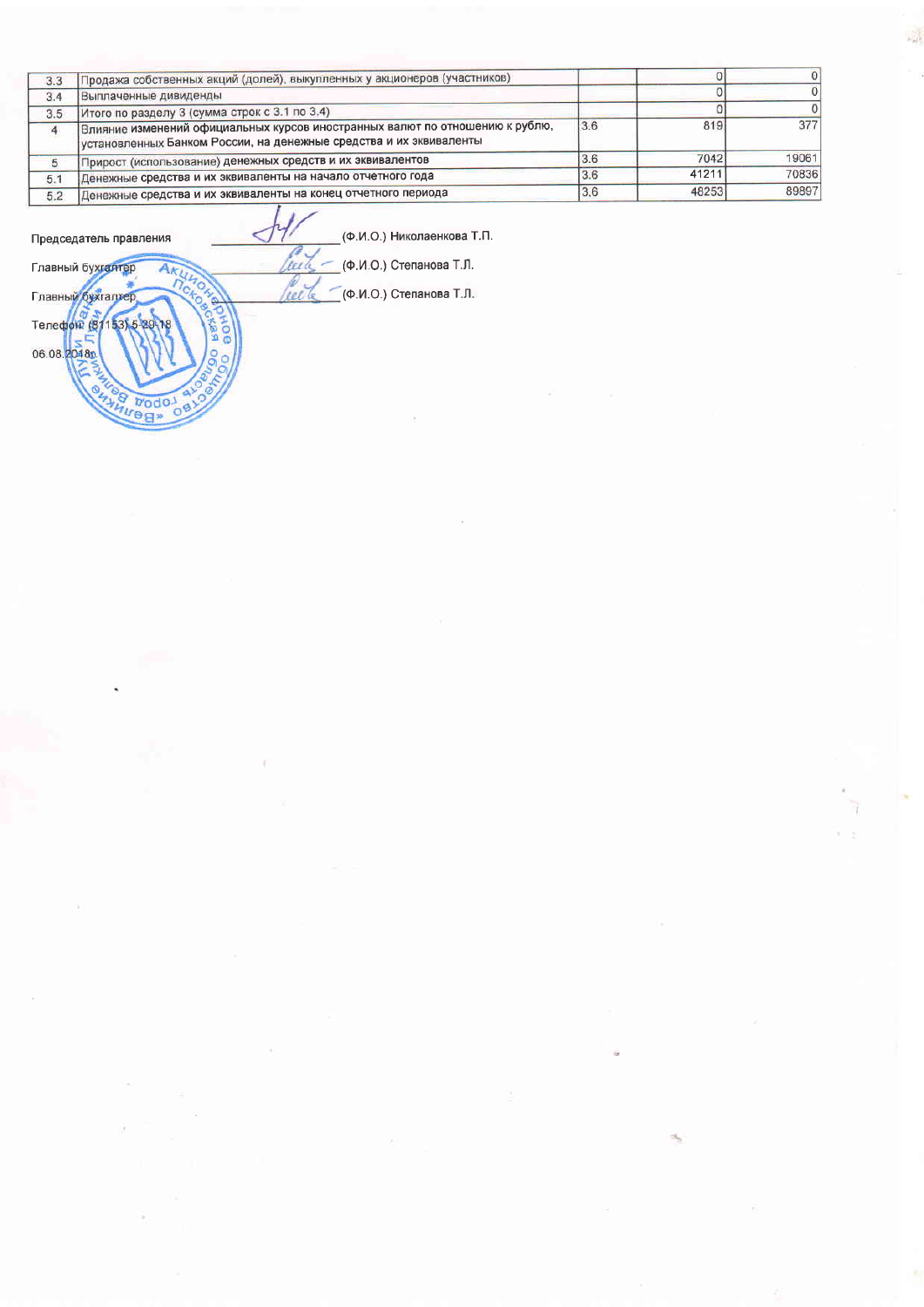| | | | | |
|---|---|---|---|---|
| 3.3 | Продажа собственных акций (долей), выкупленных у акционеров (участников) | | 0 | 0 |
| 3.4 | Выплаченные дивиденды | | 0 | 0 |
| 3.5 | Итого по разделу 3 (сумма строк с 3.1 по 3.4) | | 0 | 0 |
| 4 | Влияние изменений официальных курсов иностранных валют по отношению к рублю, установленных Банком России, на денежные средства и их эквиваленты | 3.6 | 819 | 377 |
| 5 | Прирост (использование) денежных средств и их эквивалентов | 3.6 | 7042 | 19061 |
| 5.1 | Денежные средства и их эквиваленты на начало отчетного года | 3.6 | 41211 | 70836 |
| 5.2 | Денежные средства и их эквиваленты на конец отчетного периода | 3.6 | 48253 | 89897 |

Председатель правления ____________ (Ф.И.О.) Николаенкова Т.П.

Главный бухгалтер ____________ (Ф.И.О.) Степанова Т.Л.

Главный бухгалтер ____________ (Ф.И.О.) Степанова Т.Л.

Телефон: (81153) 5-29-18

06.08.2018г.